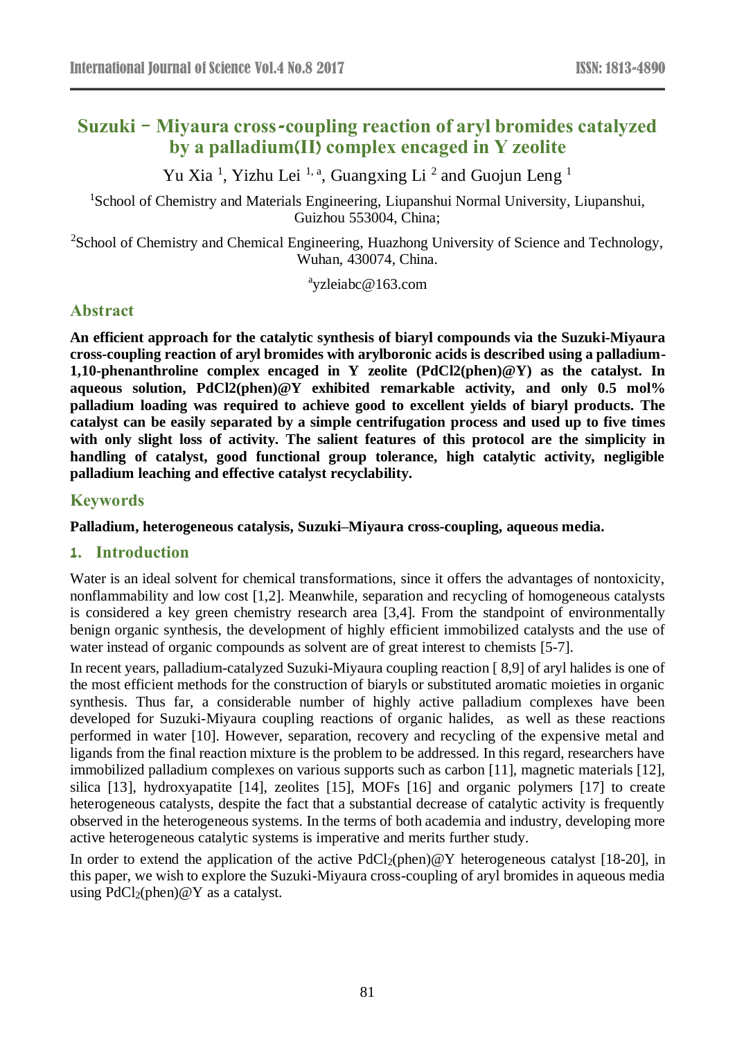# Suzuki – Miyaura cross-coupling reaction of aryl bromides catalyzed by a palladium(II) complex encaged in Y zeolite

Yu Xia [1], Yizhu Lei [1, a], Guangxing Li [2] and Guojun Leng [1]

[1]School of Chemistry and Materials Engineering, Liupanshui Normal University, Liupanshui, Guizhou 553004, China;

[2]School of Chemistry and Chemical Engineering, Huazhong University of Science and Technology, Wuhan, 430074, China.

[a]yzleiabc@163.com

## Abstract

**An efficient approach for the catalytic synthesis of biaryl compounds via the Suzuki-Miyaura cross-coupling reaction of aryl bromides with arylboronic acids is described using a palladium-1,10-phenanthroline complex encaged in Y zeolite (PdCl2(phen)@Y) as the catalyst. In aqueous solution, PdCl2(phen)@Y exhibited remarkable activity, and only 0.5 mol% palladium loading was required to achieve good to excellent yields of biaryl products. The catalyst can be easily separated by a simple centrifugation process and used up to five times with only slight loss of activity. The salient features of this protocol are the simplicity in handling of catalyst, good functional group tolerance, high catalytic activity, negligible palladium leaching and effective catalyst recyclability.**

## Keywords

**Palladium, heterogeneous catalysis, Suzuki–Miyaura cross-coupling, aqueous media.**

## 1. Introduction

Water is an ideal solvent for chemical transformations, since it offers the advantages of nontoxicity, nonflammability and low cost [1,2]. Meanwhile, separation and recycling of homogeneous catalysts is considered a key green chemistry research area [3,4]. From the standpoint of environmentally benign organic synthesis, the development of highly efficient immobilized catalysts and the use of water instead of organic compounds as solvent are of great interest to chemists [5-7].

In recent years, palladium-catalyzed Suzuki-Miyaura coupling reaction [ 8,9] of aryl halides is one of the most efficient methods for the construction of biaryls or substituted aromatic moieties in organic synthesis. Thus far, a considerable number of highly active palladium complexes have been developed for Suzuki-Miyaura coupling reactions of organic halides, as well as these reactions performed in water [10]. However, separation, recovery and recycling of the expensive metal and ligands from the final reaction mixture is the problem to be addressed. In this regard, researchers have immobilized palladium complexes on various supports such as carbon [11], magnetic materials [12], silica [13], hydroxyapatite [14], zeolites [15], MOFs [16] and organic polymers [17] to create heterogeneous catalysts, despite the fact that a substantial decrease of catalytic activity is frequently observed in the heterogeneous systems. In the terms of both academia and industry, developing more active heterogeneous catalytic systems is imperative and merits further study.

In order to extend the application of the active $PdCl_2$(phen)@Y heterogeneous catalyst [18-20], in this paper, we wish to explore the Suzuki-Miyaura cross-coupling of aryl bromides in aqueous media using $PdCl_2$(phen)@Y as a catalyst.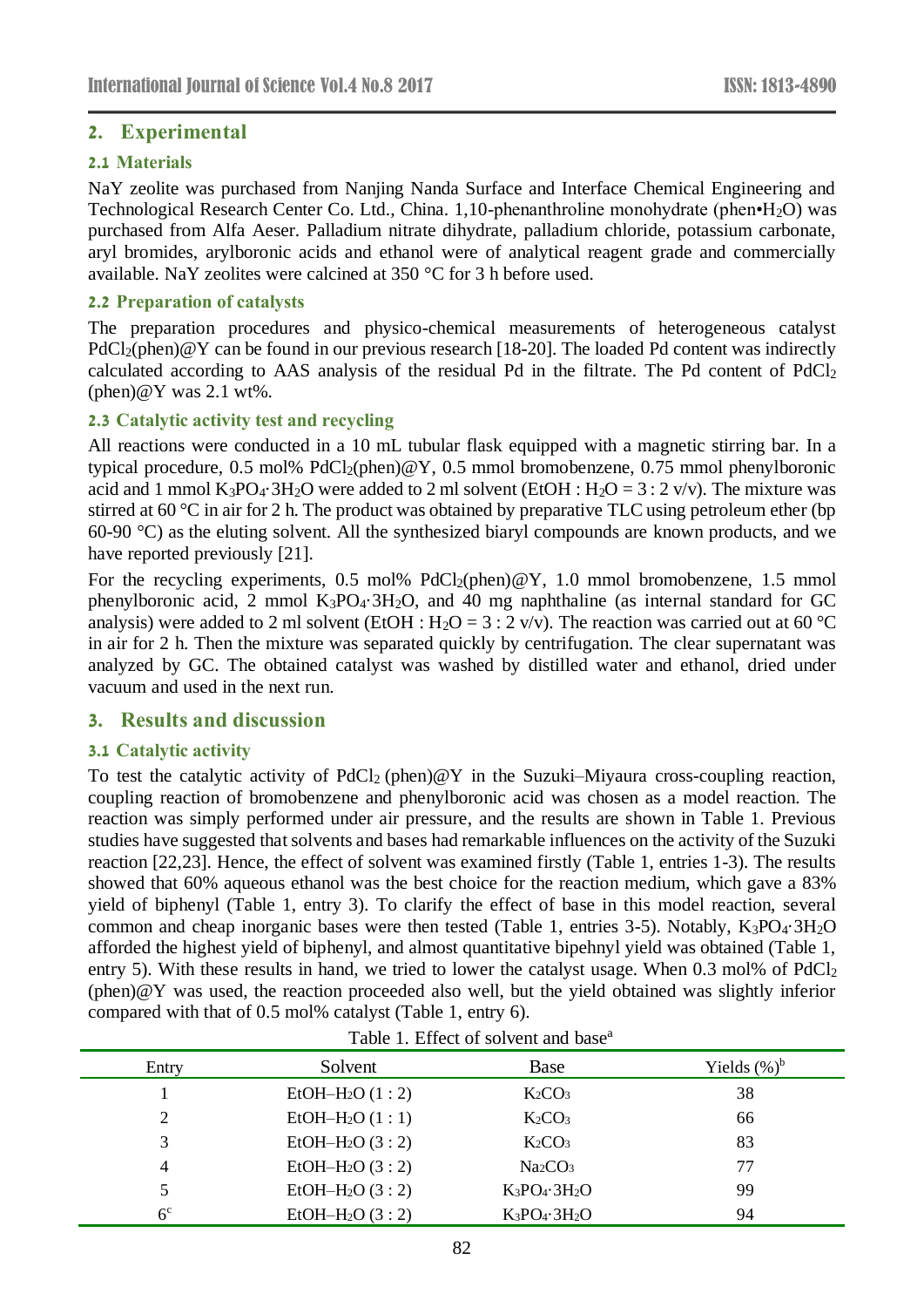## 2. Experimental

### 2.1 Materials

NaY zeolite was purchased from Nanjing Nanda Surface and Interface Chemical Engineering and Technological Research Center Co. Ltd., China. 1,10-phenanthroline monohydrate (phen•$H_2O$) was purchased from Alfa Aeser. Palladium nitrate dihydrate, palladium chloride, potassium carbonate, aryl bromides, arylboronic acids and ethanol were of analytical reagent grade and commercially available. NaY zeolites were calcined at 350 °C for 3 h before used.

### 2.2 Preparation of catalysts

The preparation procedures and physico-chemical measurements of heterogeneous catalyst $PdCl_2$(phen)@Y can be found in our previous research [18-20]. The loaded Pd content was indirectly calculated according to AAS analysis of the residual Pd in the filtrate. The Pd content of $PdCl_2$ (phen)@Y was 2.1 wt%.

### 2.3 Catalytic activity test and recycling

All reactions were conducted in a 10 mL tubular flask equipped with a magnetic stirring bar. In a typical procedure, 0.5 mol% $PdCl_2$(phen)@Y, 0.5 mmol bromobenzene, 0.75 mmol phenylboronic acid and 1 mmol $K_3PO_4 \cdot 3H_2O$ were added to 2 ml solvent (EtOH : $H_2O$ = 3 : 2 v/v). The mixture was stirred at 60 °C in air for 2 h. The product was obtained by preparative TLC using petroleum ether (bp 60-90 °C) as the eluting solvent. All the synthesized biaryl compounds are known products, and we have reported previously [21].

For the recycling experiments, 0.5 mol% $PdCl_2$(phen)@Y, 1.0 mmol bromobenzene, 1.5 mmol phenylboronic acid, 2 mmol $K_3PO_4 \cdot 3H_2O$, and 40 mg naphthaline (as internal standard for GC analysis) were added to 2 ml solvent (EtOH : $H_2O$ = 3 : 2 v/v). The reaction was carried out at 60 °C in air for 2 h. Then the mixture was separated quickly by centrifugation. The clear supernatant was analyzed by GC. The obtained catalyst was washed by distilled water and ethanol, dried under vacuum and used in the next run.

## 3. Results and discussion

### 3.1 Catalytic activity

To test the catalytic activity of $PdCl_2$ (phen)@Y in the Suzuki–Miyaura cross-coupling reaction, coupling reaction of bromobenzene and phenylboronic acid was chosen as a model reaction. The reaction was simply performed under air pressure, and the results are shown in Table 1. Previous studies have suggested that solvents and bases had remarkable influences on the activity of the Suzuki reaction [22,23]. Hence, the effect of solvent was examined firstly (Table 1, entries 1-3). The results showed that 60% aqueous ethanol was the best choice for the reaction medium, which gave a 83% yield of biphenyl (Table 1, entry 3). To clarify the effect of base in this model reaction, several common and cheap inorganic bases were then tested (Table 1, entries 3-5). Notably, $K_3PO_4 \cdot 3H_2O$ afforded the highest yield of biphenyl, and almost quantitative bipehnyl yield was obtained (Table 1, entry 5). With these results in hand, we tried to lower the catalyst usage. When 0.3 mol% of $PdCl_2$ (phen)@Y was used, the reaction proceeded also well, but the yield obtained was slightly inferior compared with that of 0.5 mol% catalyst (Table 1, entry 6).

Table 1. Effect of solvent and base[a]

| Entry | Solvent | Base | Yields (%)[b] |
|---|---|---|---|
| 1 | EtOH–$H_2O$ (1 : 2) | $K_2CO_3$ | 38 |
| 2 | EtOH–$H_2O$ (1 : 1) | $K_2CO_3$ | 66 |
| 3 | EtOH–$H_2O$ (3 : 2) | $K_2CO_3$ | 83 |
| 4 | EtOH–$H_2O$ (3 : 2) | $Na_2CO_3$ | 77 |
| 5 | EtOH–$H_2O$ (3 : 2) | $K_3PO_4 \cdot 3H_2O$ | 99 |
| 6[c] | EtOH–$H_2O$ (3 : 2) | $K_3PO_4 \cdot 3H_2O$ | 94 |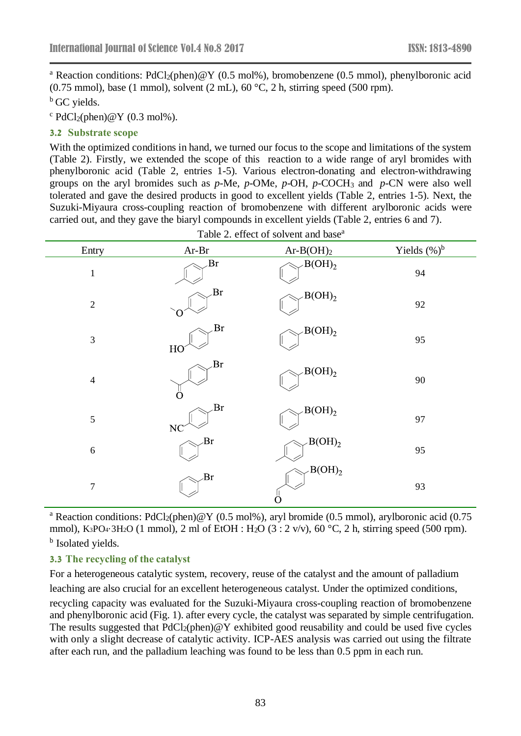[a] Reaction conditions: $PdCl_2$(phen)@Y (0.5 mol%), bromobenzene (0.5 mmol), phenylboronic acid (0.75 mmol), base (1 mmol), solvent (2 mL), 60 °C, 2 h, stirring speed (500 rpm).

[b] GC yields.

[c] $PdCl_2$(phen)@Y (0.3 mol%).

### 3.2 Substrate scope

With the optimized conditions in hand, we turned our focus to the scope and limitations of the system (Table 2). Firstly, we extended the scope of this reaction to a wide range of aryl bromides with phenylboronic acid (Table 2, entries 1-5). Various electron-donating and electron-withdrawing groups on the aryl bromides such as *p*-Me, *p*-OMe, *p*-OH, *p*-$COCH_3$ and *p*-CN were also well tolerated and gave the desired products in good to excellent yields (Table 2, entries 1-5). Next, the Suzuki-Miyaura cross-coupling reaction of bromobenzene with different arylboronic acids were carried out, and they gave the biaryl compounds in excellent yields (Table 2, entries 6 and 7).

Table 2. effect of solvent and base[a]

| Entry | Ar-Br | Ar-$B(OH)_2$ | Yields (%)[b] |
|---|---|---|---|
| 1 | 4-methylbromobenzene | phenylboronic acid | 94 |
| 2 | 4-methoxybromobenzene | phenylboronic acid | 92 |
| 3 | 4-bromophenol | phenylboronic acid | 95 |
| 4 | 4-bromoacetophenone | phenylboronic acid | 90 |
| 5 | 4-bromobenzonitrile | phenylboronic acid | 97 |
| 6 | bromobenzene | 4-methylphenylboronic acid | 95 |
| 7 | bromobenzene | 4-formylphenylboronic acid | 93 |

[a] Reaction conditions: $PdCl_2$(phen)@Y (0.5 mol%), aryl bromide (0.5 mmol), arylboronic acid (0.75 mmol), $K_3PO_4 \cdot 3H_2O$ (1 mmol), 2 ml of EtOH : $H_2O$ (3 : 2 v/v), 60 °C, 2 h, stirring speed (500 rpm).

[b] Isolated yields.

### 3.3 The recycling of the catalyst

For a heterogeneous catalytic system, recovery, reuse of the catalyst and the amount of palladium leaching are also crucial for an excellent heterogeneous catalyst. Under the optimized conditions, recycling capacity was evaluated for the Suzuki-Miyaura cross-coupling reaction of bromobenzene and phenylboronic acid (Fig. 1). after every cycle, the catalyst was separated by simple centrifugation. The results suggested that $PdCl_2$(phen)@Y exhibited good reusability and could be used five cycles with only a slight decrease of catalytic activity. ICP-AES analysis was carried out using the filtrate after each run, and the palladium leaching was found to be less than 0.5 ppm in each run.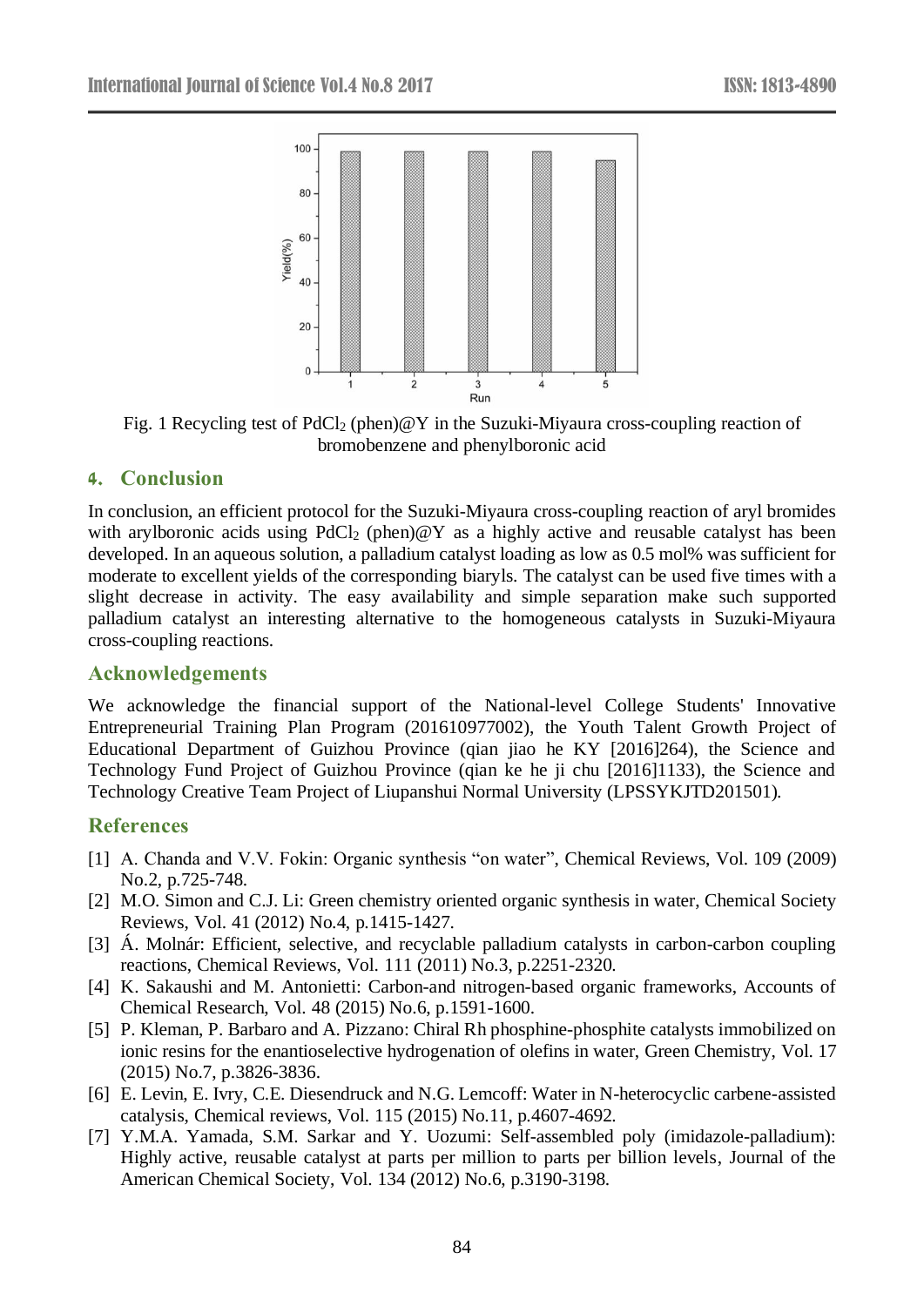Fig. 1 Recycling test of $PdCl_2$ (phen)@Y in the Suzuki-Miyaura cross-coupling reaction of bromobenzene and phenylboronic acid

## 4. Conclusion

In conclusion, an efficient protocol for the Suzuki-Miyaura cross-coupling reaction of aryl bromides with arylboronic acids using $PdCl_2$ (phen)@Y as a highly active and reusable catalyst has been developed. In an aqueous solution, a palladium catalyst loading as low as 0.5 mol% was sufficient for moderate to excellent yields of the corresponding biaryls. The catalyst can be used five times with a slight decrease in activity. The easy availability and simple separation make such supported palladium catalyst an interesting alternative to the homogeneous catalysts in Suzuki-Miyaura cross-coupling reactions.

## Acknowledgements

We acknowledge the financial support of the National-level College Students' Innovative Entrepreneurial Training Plan Program (201610977002), the Youth Talent Growth Project of Educational Department of Guizhou Province (qian jiao he KY [2016]264), the Science and Technology Fund Project of Guizhou Province (qian ke he ji chu [2016]1133), the Science and Technology Creative Team Project of Liupanshui Normal University (LPSSYKJTD201501).

## References

[1] A. Chanda and V.V. Fokin: Organic synthesis "on water", Chemical Reviews, Vol. 109 (2009) No.2, p.725-748.

[2] M.O. Simon and C.J. Li: Green chemistry oriented organic synthesis in water, Chemical Society Reviews, Vol. 41 (2012) No.4, p.1415-1427.

[3] Á. Molnár: Efficient, selective, and recyclable palladium catalysts in carbon-carbon coupling reactions, Chemical Reviews, Vol. 111 (2011) No.3, p.2251-2320.

[4] K. Sakaushi and M. Antonietti: Carbon-and nitrogen-based organic frameworks, Accounts of Chemical Research, Vol. 48 (2015) No.6, p.1591-1600.

[5] P. Kleman, P. Barbaro and A. Pizzano: Chiral Rh phosphine-phosphite catalysts immobilized on ionic resins for the enantioselective hydrogenation of olefins in water, Green Chemistry, Vol. 17 (2015) No.7, p.3826-3836.

[6] E. Levin, E. Ivry, C.E. Diesendruck and N.G. Lemcoff: Water in N-heterocyclic carbene-assisted catalysis, Chemical reviews, Vol. 115 (2015) No.11, p.4607-4692.

[7] Y.M.A. Yamada, S.M. Sarkar and Y. Uozumi: Self-assembled poly (imidazole-palladium): Highly active, reusable catalyst at parts per million to parts per billion levels, Journal of the American Chemical Society, Vol. 134 (2012) No.6, p.3190-3198.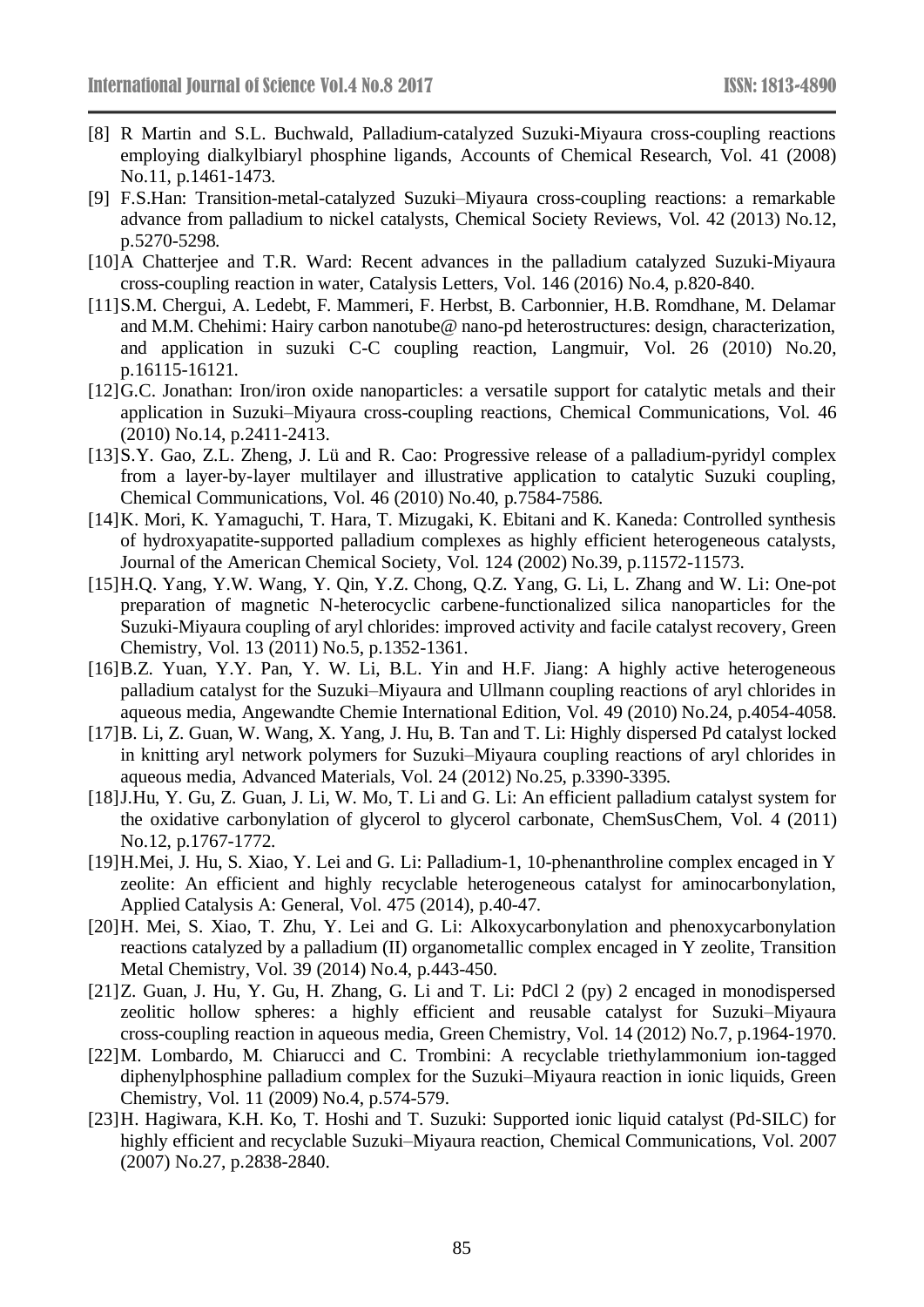[8] R Martin and S.L. Buchwald, Palladium-catalyzed Suzuki-Miyaura cross-coupling reactions employing dialkylbiaryl phosphine ligands, Accounts of Chemical Research, Vol. 41 (2008) No.11, p.1461-1473.

[9] F.S.Han: Transition-metal-catalyzed Suzuki–Miyaura cross-coupling reactions: a remarkable advance from palladium to nickel catalysts, Chemical Society Reviews, Vol. 42 (2013) No.12, p.5270-5298.

[10] A Chatterjee and T.R. Ward: Recent advances in the palladium catalyzed Suzuki-Miyaura cross-coupling reaction in water, Catalysis Letters, Vol. 146 (2016) No.4, p.820-840.

[11] S.M. Chergui, A. Ledebt, F. Mammeri, F. Herbst, B. Carbonnier, H.B. Romdhane, M. Delamar and M.M. Chehimi: Hairy carbon nanotube@ nano-pd heterostructures: design, characterization, and application in suzuki C-C coupling reaction, Langmuir, Vol. 26 (2010) No.20, p.16115-16121.

[12] G.C. Jonathan: Iron/iron oxide nanoparticles: a versatile support for catalytic metals and their application in Suzuki–Miyaura cross-coupling reactions, Chemical Communications, Vol. 46 (2010) No.14, p.2411-2413.

[13] S.Y. Gao, Z.L. Zheng, J. Lü and R. Cao: Progressive release of a palladium-pyridyl complex from a layer-by-layer multilayer and illustrative application to catalytic Suzuki coupling, Chemical Communications, Vol. 46 (2010) No.40, p.7584-7586.

[14] K. Mori, K. Yamaguchi, T. Hara, T. Mizugaki, K. Ebitani and K. Kaneda: Controlled synthesis of hydroxyapatite-supported palladium complexes as highly efficient heterogeneous catalysts, Journal of the American Chemical Society, Vol. 124 (2002) No.39, p.11572-11573.

[15] H.Q. Yang, Y.W. Wang, Y. Qin, Y.Z. Chong, Q.Z. Yang, G. Li, L. Zhang and W. Li: One-pot preparation of magnetic N-heterocyclic carbene-functionalized silica nanoparticles for the Suzuki-Miyaura coupling of aryl chlorides: improved activity and facile catalyst recovery, Green Chemistry, Vol. 13 (2011) No.5, p.1352-1361.

[16] B.Z. Yuan, Y.Y. Pan, Y. W. Li, B.L. Yin and H.F. Jiang: A highly active heterogeneous palladium catalyst for the Suzuki–Miyaura and Ullmann coupling reactions of aryl chlorides in aqueous media, Angewandte Chemie International Edition, Vol. 49 (2010) No.24, p.4054-4058.

[17] B. Li, Z. Guan, W. Wang, X. Yang, J. Hu, B. Tan and T. Li: Highly dispersed Pd catalyst locked in knitting aryl network polymers for Suzuki–Miyaura coupling reactions of aryl chlorides in aqueous media, Advanced Materials, Vol. 24 (2012) No.25, p.3390-3395.

[18] J.Hu, Y. Gu, Z. Guan, J. Li, W. Mo, T. Li and G. Li: An efficient palladium catalyst system for the oxidative carbonylation of glycerol to glycerol carbonate, ChemSusChem, Vol. 4 (2011) No.12, p.1767-1772.

[19] H.Mei, J. Hu, S. Xiao, Y. Lei and G. Li: Palladium-1, 10-phenanthroline complex encaged in Y zeolite: An efficient and highly recyclable heterogeneous catalyst for aminocarbonylation, Applied Catalysis A: General, Vol. 475 (2014), p.40-47.

[20] H. Mei, S. Xiao, T. Zhu, Y. Lei and G. Li: Alkoxycarbonylation and phenoxycarbonylation reactions catalyzed by a palladium (II) organometallic complex encaged in Y zeolite, Transition Metal Chemistry, Vol. 39 (2014) No.4, p.443-450.

[21] Z. Guan, J. Hu, Y. Gu, H. Zhang, G. Li and T. Li: PdCl 2 (py) 2 encaged in monodispersed zeolitic hollow spheres: a highly efficient and reusable catalyst for Suzuki–Miyaura cross-coupling reaction in aqueous media, Green Chemistry, Vol. 14 (2012) No.7, p.1964-1970.

[22] M. Lombardo, M. Chiarucci and C. Trombini: A recyclable triethylammonium ion-tagged diphenylphosphine palladium complex for the Suzuki–Miyaura reaction in ionic liquids, Green Chemistry, Vol. 11 (2009) No.4, p.574-579.

[23] H. Hagiwara, K.H. Ko, T. Hoshi and T. Suzuki: Supported ionic liquid catalyst (Pd-SILC) for highly efficient and recyclable Suzuki–Miyaura reaction, Chemical Communications, Vol. 2007 (2007) No.27, p.2838-2840.